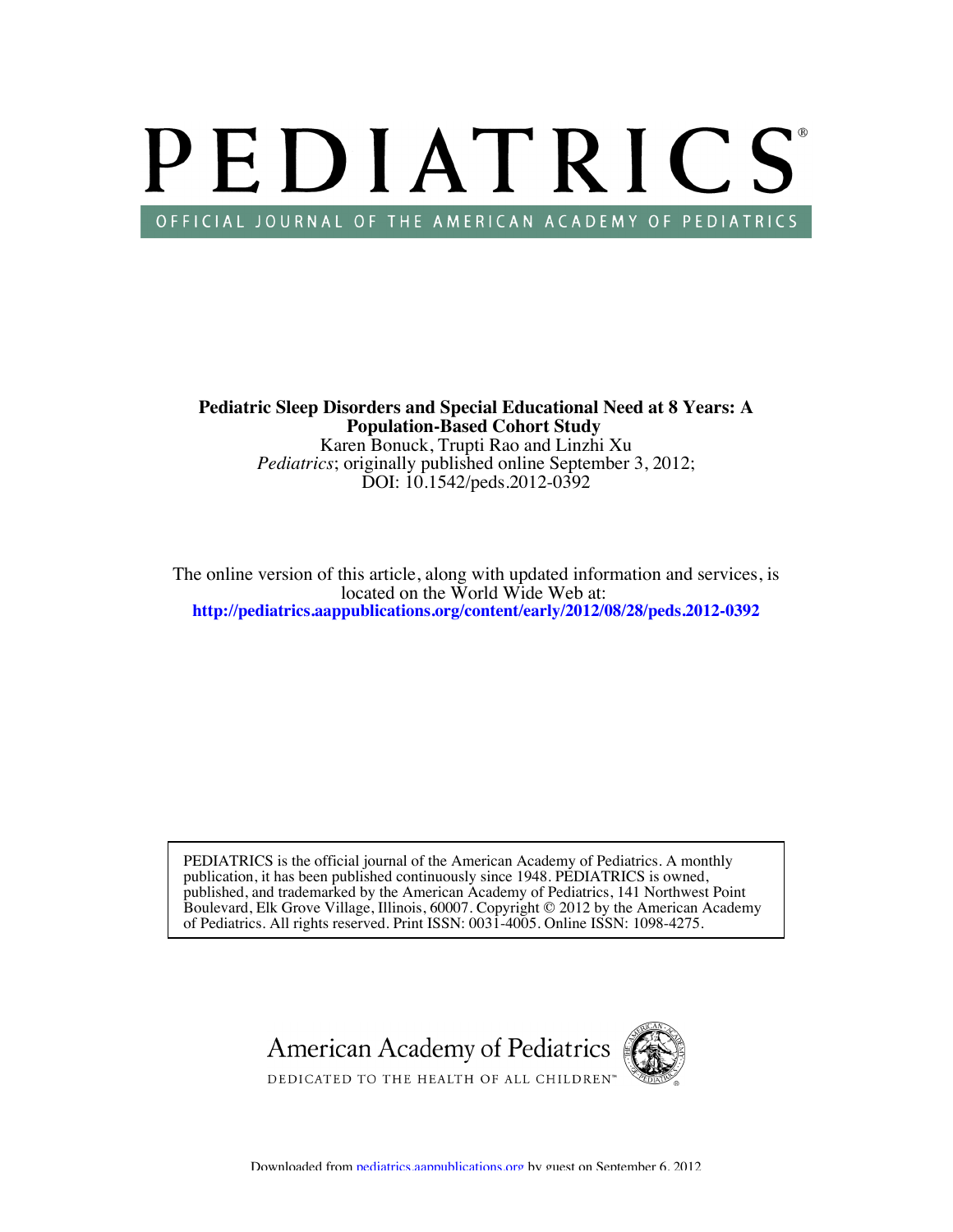# PEDIATRICS

OFFICIAL JOURNAL OF THE AMERICAN ACADEMY OF PEDIATRICS

**Pediatric Sleep Disorders and Special Educational Need at 8 Years: A Population-Based Cohort Study**

Karen Bonuck, Trupti Rao and Linzhi Xu

*Pediatrics*; originally published online September 3, 2012;

DOI: 10.1542/peds.2012-0392

The online version of this article, along with updated information and services, is located on the World Wide Web at:

**http://pediatrics.aappublications.org/content/early/2012/08/28/peds.2012-0392**

PEDIATRICS is the official journal of the American Academy of Pediatrics. A monthly publication, it has been published continuously since 1948. PEDIATRICS is owned, published, and trademarked by the American Academy of Pediatrics, 141 Northwest Point Boulevard, Elk Grove Village, Illinois, 60007. Copyright © 2012 by the American Academy of Pediatrics. All rights reserved. Print ISSN: 0031-4005. Online ISSN: 1098-4275.

American Academy of Pediatrics

DEDICATED TO THE HEALTH OF ALL CHILDREN™

Downloaded from pediatrics.aappublications.org by guest on September 6, 2012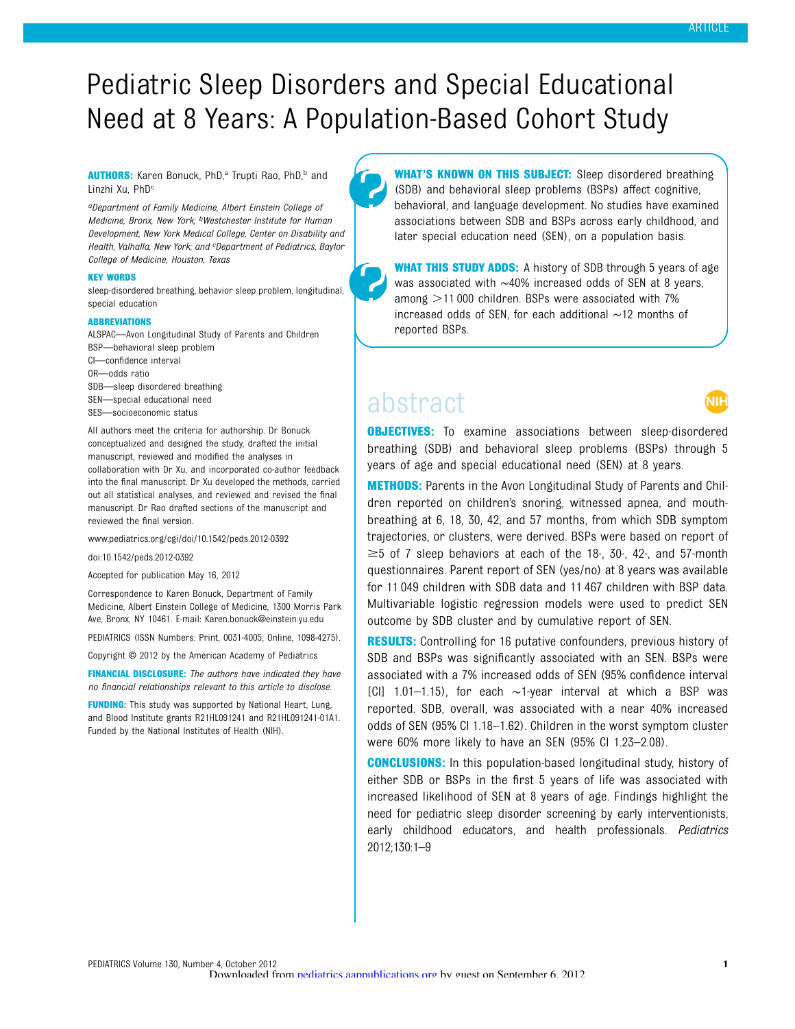# Pediatric Sleep Disorders and Special Educational Need at 8 Years: A Population-Based Cohort Study

**AUTHORS:** Karen Bonuck, PhD,[a] Trupti Rao, PhD,[b] and Linzhi Xu, PhD[c]

[a]*Department of Family Medicine, Albert Einstein College of Medicine, Bronx, New York;* [b]*Westchester Institute for Human Development, New York Medical College, Center on Disability and Health, Valhalla, New York; and* [c]*Department of Pediatrics, Baylor College of Medicine, Houston, Texas*

**KEY WORDS**

sleep-disordered breathing, behavior sleep problem, longitudinal, special education

**ABBREVIATIONS**

ALSPAC—Avon Longitudinal Study of Parents and Children
BSP—behavioral sleep problem
CI—confidence interval
OR—odds ratio
SDB—sleep disordered breathing
SEN—special educational need
SES—socioeconomic status

All authors meet the criteria for authorship. Dr Bonuck conceptualized and designed the study, drafted the initial manuscript, reviewed and modified the analyses in collaboration with Dr Xu, and incorporated co-author feedback into the final manuscript. Dr Xu developed the methods, carried out all statistical analyses, and reviewed and revised the final manuscript. Dr Rao drafted sections of the manuscript and reviewed the final version.

www.pediatrics.org/cgi/doi/10.1542/peds.2012-0392

doi:10.1542/peds.2012-0392

Accepted for publication May 16, 2012

Correspondence to Karen Bonuck, Department of Family Medicine, Albert Einstein College of Medicine, 1300 Morris Park Ave, Bronx, NY 10461. E-mail: Karen.bonuck@einstein.yu.edu

PEDIATRICS (ISSN Numbers: Print, 0031-4005; Online, 1098-4275).

Copyright © 2012 by the American Academy of Pediatrics

**FINANCIAL DISCLOSURE:** *The authors have indicated they have no financial relationships relevant to this article to disclose.*

**FUNDING:** This study was supported by National Heart, Lung, and Blood Institute grants R21HL091241 and R21HL091241-01A1. Funded by the National Institutes of Health (NIH).

**WHAT'S KNOWN ON THIS SUBJECT:** Sleep disordered breathing (SDB) and behavioral sleep problems (BSPs) affect cognitive, behavioral, and language development. No studies have examined associations between SDB and BSPs across early childhood, and later special education need (SEN), on a population basis.

**WHAT THIS STUDY ADDS:** A history of SDB through 5 years of age was associated with ~40% increased odds of SEN at 8 years, among >11 000 children. BSPs were associated with 7% increased odds of SEN, for each additional ~12 months of reported BSPs.

## abstract

**OBJECTIVES:** To examine associations between sleep-disordered breathing (SDB) and behavioral sleep problems (BSPs) through 5 years of age and special educational need (SEN) at 8 years.

**METHODS:** Parents in the Avon Longitudinal Study of Parents and Children reported on children's snoring, witnessed apnea, and mouth-breathing at 6, 18, 30, 42, and 57 months, from which SDB symptom trajectories, or clusters, were derived. BSPs were based on report of ≥5 of 7 sleep behaviors at each of the 18-, 30-, 42-, and 57-month questionnaires. Parent report of SEN (yes/no) at 8 years was available for 11 049 children with SDB data and 11 467 children with BSP data. Multivariable logistic regression models were used to predict SEN outcome by SDB cluster and by cumulative report of SEN.

**RESULTS:** Controlling for 16 putative confounders, previous history of SDB and BSPs was significantly associated with an SEN. BSPs were associated with a 7% increased odds of SEN (95% confidence interval [CI] 1.01–1.15), for each ~1-year interval at which a BSP was reported. SDB, overall, was associated with a near 40% increased odds of SEN (95% CI 1.18–1.62). Children in the worst symptom cluster were 60% more likely to have an SEN (95% CI 1.23–2.08).

**CONCLUSIONS:** In this population-based longitudinal study, history of either SDB or BSPs in the first 5 years of life was associated with increased likelihood of SEN at 8 years of age. Findings highlight the need for pediatric sleep disorder screening by early interventionists, early childhood educators, and health professionals. *Pediatrics* 2012;130:1–9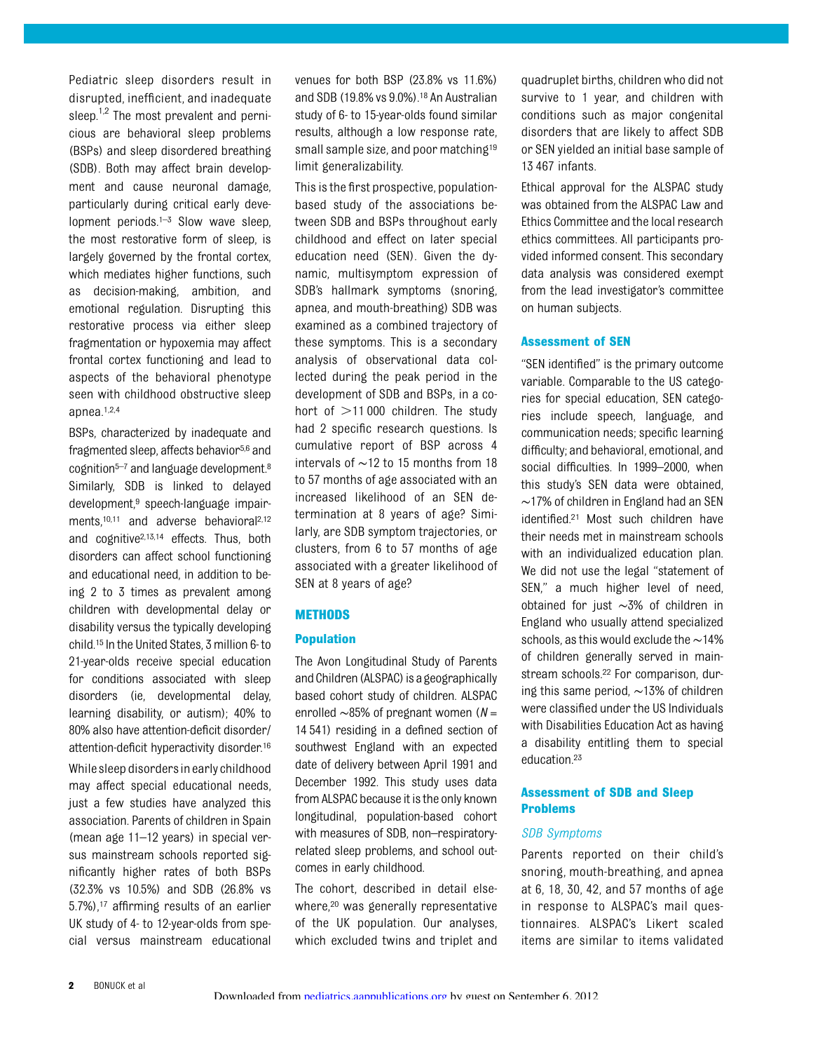Pediatric sleep disorders result in disrupted, inefficient, and inadequate sleep.[1,2] The most prevalent and pernicious are behavioral sleep problems (BSPs) and sleep disordered breathing (SDB). Both may affect brain development and cause neuronal damage, particularly during critical early development periods.[1–3] Slow wave sleep, the most restorative form of sleep, is largely governed by the frontal cortex, which mediates higher functions, such as decision-making, ambition, and emotional regulation. Disrupting this restorative process via either sleep fragmentation or hypoxemia may affect frontal cortex functioning and lead to aspects of the behavioral phenotype seen with childhood obstructive sleep apnea.[1,2,4]

BSPs, characterized by inadequate and fragmented sleep, affects behavior[5,6] and cognition[5–7] and language development.[8] Similarly, SDB is linked to delayed development,[9] speech-language impairments,[10,11] and adverse behavioral[2,12] and cognitive[2,13,14] effects. Thus, both disorders can affect school functioning and educational need, in addition to being 2 to 3 times as prevalent among children with developmental delay or disability versus the typically developing child.[15] In the United States, 3 million 6- to 21-year-olds receive special education for conditions associated with sleep disorders (ie, developmental delay, learning disability, or autism); 40% to 80% also have attention-deficit disorder/attention-deficit hyperactivity disorder.[16]

While sleep disorders in early childhood may affect special educational needs, just a few studies have analyzed this association. Parents of children in Spain (mean age 11–12 years) in special versus mainstream schools reported significantly higher rates of both BSPs (32.3% vs 10.5%) and SDB (26.8% vs 5.7%),[17] affirming results of an earlier UK study of 4- to 12-year-olds from special versus mainstream educational venues for both BSP (23.8% vs 11.6%) and SDB (19.8% vs 9.0%).[18] An Australian study of 6- to 15-year-olds found similar results, although a low response rate, small sample size, and poor matching[19] limit generalizability.

This is the first prospective, population-based study of the associations between SDB and BSPs throughout early childhood and effect on later special education need (SEN). Given the dynamic, multisymptom expression of SDB's hallmark symptoms (snoring, apnea, and mouth-breathing) SDB was examined as a combined trajectory of these symptoms. This is a secondary analysis of observational data collected during the peak period in the development of SDB and BSPs, in a cohort of >11 000 children. The study had 2 specific research questions. Is cumulative report of BSP across 4 intervals of ~12 to 15 months from 18 to 57 months of age associated with an increased likelihood of an SEN determination at 8 years of age? Similarly, are SDB symptom trajectories, or clusters, from 6 to 57 months of age associated with a greater likelihood of SEN at 8 years of age?

## METHODS

### Population

The Avon Longitudinal Study of Parents and Children (ALSPAC) is a geographically based cohort study of children. ALSPAC enrolled ~85% of pregnant women (*N* = 14 541) residing in a defined section of southwest England with an expected date of delivery between April 1991 and December 1992. This study uses data from ALSPAC because it is the only known longitudinal, population-based cohort with measures of SDB, non–respiratory-related sleep problems, and school outcomes in early childhood.

The cohort, described in detail elsewhere,[20] was generally representative of the UK population. Our analyses, which excluded twins and triplet and quadruplet births, children who did not survive to 1 year, and children with conditions such as major congenital disorders that are likely to affect SDB or SEN yielded an initial base sample of 13 467 infants.

Ethical approval for the ALSPAC study was obtained from the ALSPAC Law and Ethics Committee and the local research ethics committees. All participants provided informed consent. This secondary data analysis was considered exempt from the lead investigator's committee on human subjects.

### Assessment of SEN

"SEN identified" is the primary outcome variable. Comparable to the US categories for special education, SEN categories include speech, language, and communication needs; specific learning difficulty; and behavioral, emotional, and social difficulties. In 1999–2000, when this study's SEN data were obtained, ~17% of children in England had an SEN identified.[21] Most such children have their needs met in mainstream schools with an individualized education plan. We did not use the legal "statement of SEN," a much higher level of need, obtained for just ~3% of children in England who usually attend specialized schools, as this would exclude the ~14% of children generally served in mainstream schools.[22] For comparison, during this same period, ~13% of children were classified under the US Individuals with Disabilities Education Act as having a disability entitling them to special education.[23]

### Assessment of SDB and Sleep Problems

#### *SDB Symptoms*

Parents reported on their child's snoring, mouth-breathing, and apnea at 6, 18, 30, 42, and 57 months of age in response to ALSPAC's mail questionnaires. ALSPAC's Likert scaled items are similar to items validated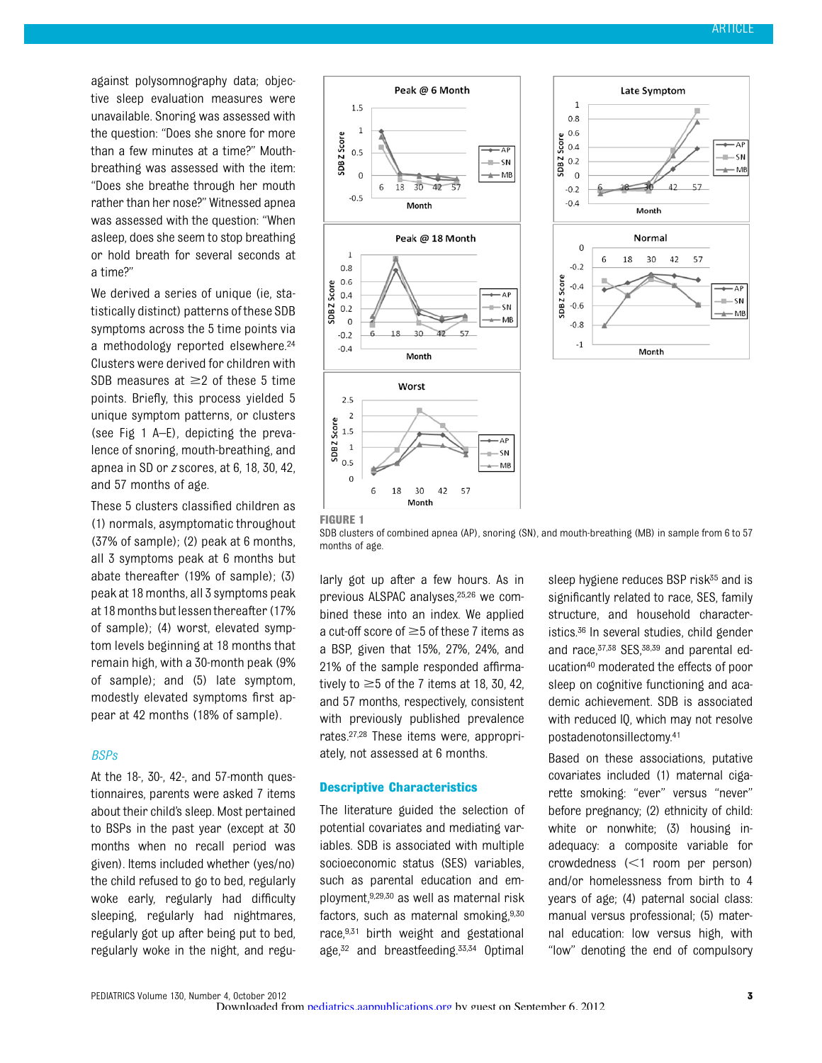against polysomnography data; objective sleep evaluation measures were unavailable. Snoring was assessed with the question: "Does she snore for more than a few minutes at a time?" Mouth-breathing was assessed with the item: "Does she breathe through her mouth rather than her nose?" Witnessed apnea was assessed with the question: "When asleep, does she seem to stop breathing or hold breath for several seconds at a time?"

We derived a series of unique (ie, statistically distinct) patterns of these SDB symptoms across the 5 time points via a methodology reported elsewhere.[24] Clusters were derived for children with SDB measures at ≥2 of these 5 time points. Briefly, this process yielded 5 unique symptom patterns, or clusters (see Fig 1 A–E), depicting the prevalence of snoring, mouth-breathing, and apnea in SD or *z* scores, at 6, 18, 30, 42, and 57 months of age.

These 5 clusters classified children as (1) normals, asymptomatic throughout (37% of sample); (2) peak at 6 months, all 3 symptoms peak at 6 months but abate thereafter (19% of sample); (3) peak at 18 months, all 3 symptoms peak at 18 months but lessen thereafter (17% of sample); (4) worst, elevated symptom levels beginning at 18 months that remain high, with a 30-month peak (9% of sample); and (5) late symptom, modestly elevated symptoms first appear at 42 months (18% of sample).

### BSPs

At the 18-, 30-, 42-, and 57-month questionnaires, parents were asked 7 items about their child's sleep. Most pertained to BSPs in the past year (except at 30 months when no recall period was given). Items included whether (yes/no) the child refused to go to bed, regularly woke early, regularly had difficulty sleeping, regularly had nightmares, regularly got up after being put to bed, regularly woke in the night, and regularly got up after a few hours. As in previous ALSPAC analyses,[25,26] we combined these into an index. We applied a cut-off score of ≥5 of these 7 items as a BSP, given that 15%, 27%, 24%, and 21% of the sample responded affirmatively to ≥5 of the 7 items at 18, 30, 42, and 57 months, respectively, consistent with previously published prevalence rates.[27,28] These items were, appropriately, not assessed at 6 months.

**FIGURE 1**

SDB clusters of combined apnea (AP), snoring (SN), and mouth-breathing (MB) in sample from 6 to 57 months of age.

### Descriptive Characteristics

The literature guided the selection of potential covariates and mediating variables. SDB is associated with multiple socioeconomic status (SES) variables, such as parental education and employment,[9,29,30] as well as maternal risk factors, such as maternal smoking,[9,30] race,[9,31] birth weight and gestational age,[32] and breastfeeding.[33,34] Optimal sleep hygiene reduces BSP risk[35] and is significantly related to race, SES, family structure, and household characteristics.[36] In several studies, child gender and race,[37,38] SES,[38,39] and parental education[40] moderated the effects of poor sleep on cognitive functioning and academic achievement. SDB is associated with reduced IQ, which may not resolve postadenotonsillectomy.[41]

Based on these associations, putative covariates included (1) maternal cigarette smoking: "ever" versus "never" before pregnancy; (2) ethnicity of child: white or nonwhite; (3) housing inadequacy: a composite variable for crowdedness (<1 room per person) and/or homelessness from birth to 4 years of age; (4) paternal social class: manual versus professional; (5) maternal education: low versus high, with "low" denoting the end of compulsory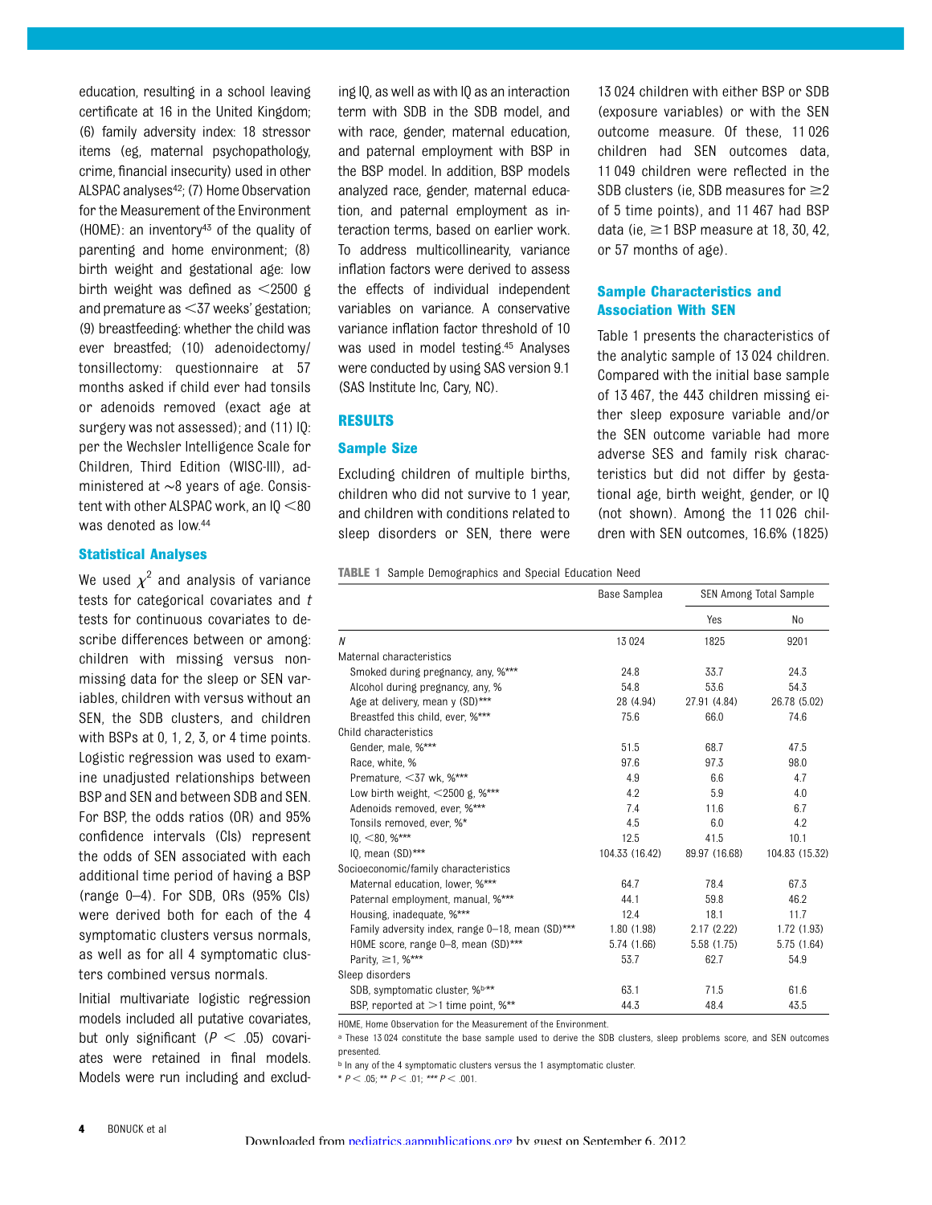education, resulting in a school leaving certificate at 16 in the United Kingdom; (6) family adversity index: 18 stressor items (eg, maternal psychopathology, crime, financial insecurity) used in other ALSPAC analyses[42]; (7) Home Observation for the Measurement of the Environment (HOME): an inventory[43] of the quality of parenting and home environment; (8) birth weight and gestational age: low birth weight was defined as <2500 g and premature as <37 weeks' gestation; (9) breastfeeding: whether the child was ever breastfed; (10) adenoidectomy/tonsillectomy: questionnaire at 57 months asked if child ever had tonsils or adenoids removed (exact age at surgery was not assessed); and (11) IQ: per the Wechsler Intelligence Scale for Children, Third Edition (WISC-III), administered at ~8 years of age. Consistent with other ALSPAC work, an IQ <80 was denoted as low.[44]

### Statistical Analyses

We used $\chi^2$ and analysis of variance tests for categorical covariates and $t$ tests for continuous covariates to describe differences between or among: children with missing versus nonmissing data for the sleep or SEN variables, children with versus without an SEN, the SDB clusters, and children with BSPs at 0, 1, 2, 3, or 4 time points. Logistic regression was used to examine unadjusted relationships between BSP and SEN and between SDB and SEN. For BSP, the odds ratios (OR) and 95% confidence intervals (CIs) represent the odds of SEN associated with each additional time period of having a BSP (range 0–4). For SDB, ORs (95% CIs) were derived both for each of the 4 symptomatic clusters versus normals, as well as for all 4 symptomatic clusters combined versus normals.

Initial multivariate logistic regression models included all putative covariates, but only significant ($P < .05$) covariates were retained in final models. Models were run including and excluding IQ, as well as with IQ as an interaction term with SDB in the SDB model, and with race, gender, maternal education, and paternal employment with BSP in the BSP model. In addition, BSP models analyzed race, gender, maternal education, and paternal employment as interaction terms, based on earlier work. To address multicollinearity, variance inflation factors were derived to assess the effects of individual independent variables on variance. A conservative variance inflation factor threshold of 10 was used in model testing.[45] Analyses were conducted by using SAS version 9.1 (SAS Institute Inc, Cary, NC).

## RESULTS

### Sample Size

Excluding children of multiple births, children who did not survive to 1 year, and children with conditions related to sleep disorders or SEN, there were 13 024 children with either BSP or SDB (exposure variables) or with the SEN outcome measure. Of these, 11 026 children had SEN outcomes data, 11 049 children were reflected in the SDB clusters (ie, SDB measures for ≥2 of 5 time points), and 11 467 had BSP data (ie, ≥1 BSP measure at 18, 30, 42, or 57 months of age).

### Sample Characteristics and Association With SEN

Table 1 presents the characteristics of the analytic sample of 13 024 children. Compared with the initial base sample of 13 467, the 443 children missing either sleep exposure variable and/or the SEN outcome variable had more adverse SES and family risk characteristics but did not differ by gestational age, birth weight, gender, or IQ (not shown). Among the 11 026 children with SEN outcomes, 16.6% (1825)

**TABLE 1** Sample Demographics and Special Education Need

| | Base Sample[a] | SEN Among Total Sample | |
|---|---|---|---|
| | | Yes | No |
| *N* | 13 024 | 1825 | 9201 |
| Maternal characteristics | | | |
| Smoked during pregnancy, any, %*** | 24.8 | 33.7 | 24.3 |
| Alcohol during pregnancy, any, % | 54.8 | 53.6 | 54.3 |
| Age at delivery, mean y (SD)*** | 28 (4.94) | 27.91 (4.84) | 26.78 (5.02) |
| Breastfed this child, ever, %*** | 75.6 | 66.0 | 74.6 |
| Child characteristics | | | |
| Gender, male, %*** | 51.5 | 68.7 | 47.5 |
| Race, white, % | 97.6 | 97.3 | 98.0 |
| Premature, <37 wk, %*** | 4.9 | 6.6 | 4.7 |
| Low birth weight, <2500 g, %*** | 4.2 | 5.9 | 4.0 |
| Adenoids removed, ever, %*** | 7.4 | 11.6 | 6.7 |
| Tonsils removed, ever, %* | 4.5 | 6.0 | 4.2 |
| IQ, <80, %*** | 12.5 | 41.5 | 10.1 |
| IQ, mean (SD)*** | 104.33 (16.42) | 89.97 (16.68) | 104.83 (15.32) |
| Socioeconomic/family characteristics | | | |
| Maternal education, lower, %*** | 64.7 | 78.4 | 67.3 |
| Paternal employment, manual, %*** | 44.1 | 59.8 | 46.2 |
| Housing, inadequate, %*** | 12.4 | 18.1 | 11.7 |
| Family adversity index, range 0–18, mean (SD)*** | 1.80 (1.98) | 2.17 (2.22) | 1.72 (1.93) |
| HOME score, range 0–8, mean (SD)*** | 5.74 (1.66) | 5.58 (1.75) | 5.75 (1.64) |
| Parity, ≥1, %*** | 53.7 | 62.7 | 54.9 |
| Sleep disorders | | | |
| SDB, symptomatic cluster, %[b]** | 63.1 | 71.5 | 61.6 |
| BSP, reported at >1 time point, %** | 44.3 | 48.4 | 43.5 |

HOME, Home Observation for the Measurement of the Environment.

[a] These 13 024 constitute the base sample used to derive the SDB clusters, sleep problems score, and SEN outcomes presented.

[b] In any of the 4 symptomatic clusters versus the 1 asymptomatic cluster.

* $P < .05$; ** $P < .01$; *** $P < .001$.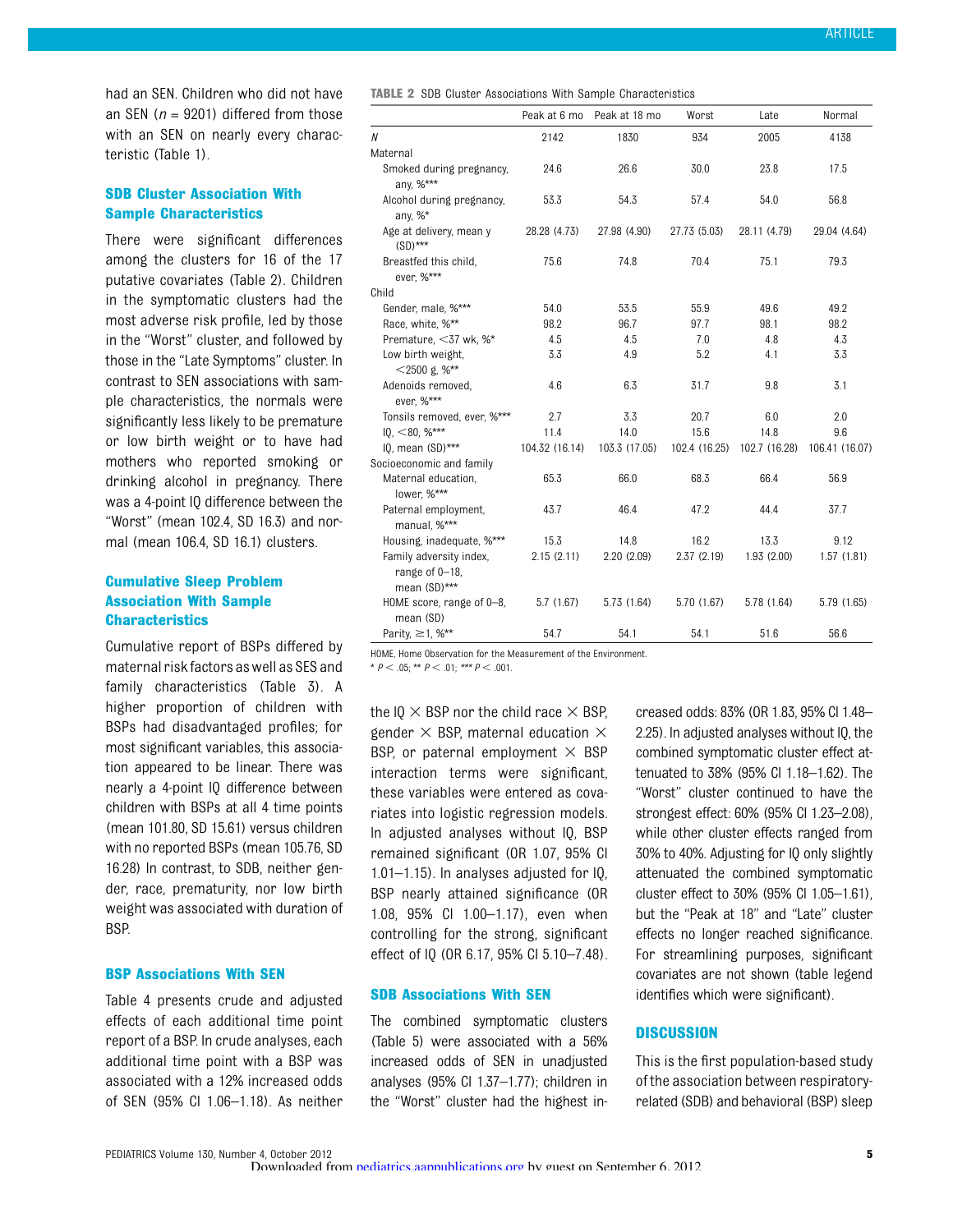had an SEN. Children who did not have an SEN ($n = 9201$) differed from those with an SEN on nearly every characteristic (Table 1).

### SDB Cluster Association With Sample Characteristics

There were significant differences among the clusters for 16 of the 17 putative covariates (Table 2). Children in the symptomatic clusters had the most adverse risk profile, led by those in the "Worst" cluster, and followed by those in the "Late Symptoms" cluster. In contrast to SEN associations with sample characteristics, the normals were significantly less likely to be premature or low birth weight or to have had mothers who reported smoking or drinking alcohol in pregnancy. There was a 4-point IQ difference between the "Worst" (mean 102.4, SD 16.3) and normal (mean 106.4, SD 16.1) clusters.

### Cumulative Sleep Problem Association With Sample Characteristics

Cumulative report of BSPs differed by maternal risk factors as well as SES and family characteristics (Table 3). A higher proportion of children with BSPs had disadvantaged profiles; for most significant variables, this association appeared to be linear. There was nearly a 4-point IQ difference between children with BSPs at all 4 time points (mean 101.80, SD 15.61) versus children with no reported BSPs (mean 105.76, SD 16.28) In contrast, to SDB, neither gender, race, prematurity, nor low birth weight was associated with duration of BSP.

### BSP Associations With SEN

Table 4 presents crude and adjusted effects of each additional time point report of a BSP. In crude analyses, each additional time point with a BSP was associated with a 12% increased odds of SEN (95% CI 1.06–1.18). As neither the IQ × BSP nor the child race × BSP, gender × BSP, maternal education × BSP, or paternal employment × BSP interaction terms were significant, these variables were entered as covariates into logistic regression models. In adjusted analyses without IQ, BSP remained significant (OR 1.07, 95% CI 1.01–1.15). In analyses adjusted for IQ, BSP nearly attained significance (OR 1.08, 95% CI 1.00–1.17), even when controlling for the strong, significant effect of IQ (OR 6.17, 95% CI 5.10–7.48).

### SDB Associations With SEN

The combined symptomatic clusters (Table 5) were associated with a 56% increased odds of SEN in unadjusted analyses (95% CI 1.37–1.77); children in the "Worst" cluster had the highest increased odds: 83% (OR 1.83, 95% CI 1.48–2.25). In adjusted analyses without IQ, the combined symptomatic cluster effect attenuated to 38% (95% CI 1.18–1.62). The "Worst" cluster continued to have the strongest effect: 60% (95% CI 1.23–2.08), while other cluster effects ranged from 30% to 40%. Adjusting for IQ only slightly attenuated the combined symptomatic cluster effect to 30% (95% CI 1.05–1.61), but the "Peak at 18" and "Late" cluster effects no longer reached significance. For streamlining purposes, significant covariates are not shown (table legend identifies which were significant).

**TABLE 2** SDB Cluster Associations With Sample Characteristics

| | Peak at 6 mo | Peak at 18 mo | Worst | Late | Normal |
|---|---|---|---|---|---|
| *N* | 2142 | 1830 | 934 | 2005 | 4138 |
| Maternal | | | | | |
| Smoked during pregnancy, any, %*** | 24.6 | 26.6 | 30.0 | 23.8 | 17.5 |
| Alcohol during pregnancy, any, %* | 53.3 | 54.3 | 57.4 | 54.0 | 56.8 |
| Age at delivery, mean y (SD)*** | 28.28 (4.73) | 27.98 (4.90) | 27.73 (5.03) | 28.11 (4.79) | 29.04 (4.64) |
| Breastfed this child, ever, %*** | 75.6 | 74.8 | 70.4 | 75.1 | 79.3 |
| Child | | | | | |
| Gender, male, %*** | 54.0 | 53.5 | 55.9 | 49.6 | 49.2 |
| Race, white, %** | 98.2 | 96.7 | 97.7 | 98.1 | 98.2 |
| Premature, <37 wk, %* | 4.5 | 4.5 | 7.0 | 4.8 | 4.3 |
| Low birth weight, <2500 g, %** | 3.3 | 4.9 | 5.2 | 4.1 | 3.3 |
| Adenoids removed, ever, %*** | 4.6 | 6.3 | 31.7 | 9.8 | 3.1 |
| Tonsils removed, ever, %*** | 2.7 | 3.3 | 20.7 | 6.0 | 2.0 |
| IQ, <80, %*** | 11.4 | 14.0 | 15.6 | 14.8 | 9.6 |
| IQ, mean (SD)*** | 104.32 (16.14) | 103.3 (17.05) | 102.4 (16.25) | 102.7 (16.28) | 106.41 (16.07) |
| Socioeconomic and family | | | | | |
| Maternal education, lower, %*** | 65.3 | 66.0 | 68.3 | 66.4 | 56.9 |
| Paternal employment, manual, %*** | 43.7 | 46.4 | 47.2 | 44.4 | 37.7 |
| Housing, inadequate, %*** | 15.3 | 14.8 | 16.2 | 13.3 | 9.12 |
| Family adversity index, range of 0–18, mean (SD)*** | 2.15 (2.11) | 2.20 (2.09) | 2.37 (2.19) | 1.93 (2.00) | 1.57 (1.81) |
| HOME score, range of 0–8, mean (SD) | 5.7 (1.67) | 5.73 (1.64) | 5.70 (1.67) | 5.78 (1.64) | 5.79 (1.65) |
| Parity, ≥1, %** | 54.7 | 54.1 | 54.1 | 51.6 | 56.6 |

HOME, Home Observation for the Measurement of the Environment.
* $P < .05$; ** $P < .01$; *** $P < .001$.

## DISCUSSION

This is the first population-based study of the association between respiratory-related (SDB) and behavioral (BSP) sleep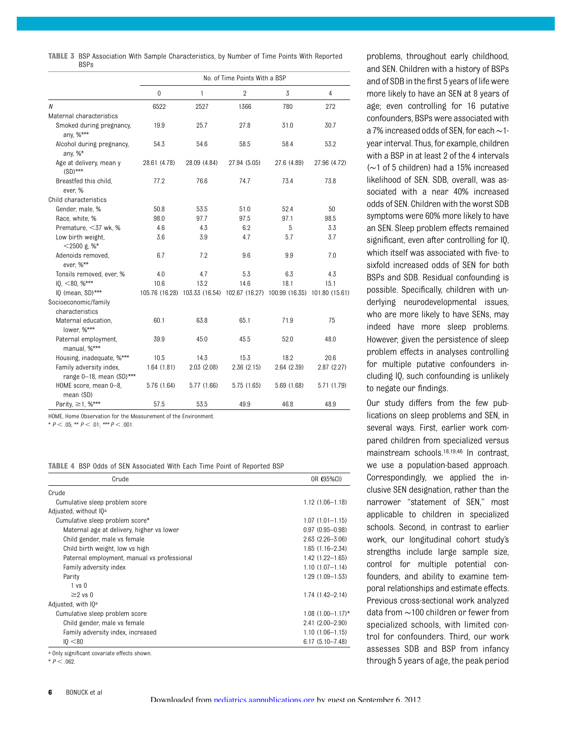**TABLE 3** BSP Association With Sample Characteristics, by Number of Time Points With Reported BSPs

| | No. of Time Points With a BSP | | | | |
|---|---|---|---|---|---|
| | 0 | 1 | 2 | 3 | 4 |
| *N* | 6522 | 2527 | 1366 | 780 | 272 |
| Maternal characteristics | | | | | |
| Smoked during pregnancy, any, %*** | 19.9 | 25.7 | 27.8 | 31.0 | 30.7 |
| Alcohol during pregnancy, any, %* | 54.3 | 54.6 | 58.5 | 58.4 | 53.2 |
| Age at delivery, mean y (SD)*** | 28.61 (4.78) | 28.09 (4.84) | 27.94 (5.05) | 27.6 (4.89) | 27.96 (4.72) |
| Breastfed this child, ever, % | 77.2 | 76.6 | 74.7 | 73.4 | 73.8 |
| Child characteristics | | | | | |
| Gender, male, % | 50.8 | 53.5 | 51.0 | 52.4 | 50 |
| Race, white, % | 98.0 | 97.7 | 97.5 | 97.1 | 98.5 |
| Premature, <37 wk, % | 4.6 | 4.3 | 6.2 | 5 | 3.3 |
| Low birth weight, <2500 g, %* | 3.6 | 3.9 | 4.7 | 5.7 | 3.7 |
| Adenoids removed, ever, %** | 6.7 | 7.2 | 9.6 | 9.9 | 7.0 |
| Tonsils removed, ever, % | 4.0 | 4.7 | 5.3 | 6.3 | 4.3 |
| IQ, <80, %*** | 10.6 | 13.2 | 14.6 | 18.1 | 15.1 |
| IQ (mean, SD)*** | 105.76 (16.28) | 103.33 (16.54) | 102.67 (16.27) | 100.99 (16.35) | 101.80 (15.61) |
| Socioeconomic/family characteristics | | | | | |
| Maternal education, lower, %*** | 60.1 | 63.8 | 65.1 | 71.9 | 75 |
| Paternal employment, manual, %*** | 39.9 | 45.0 | 45.5 | 52.0 | 48.0 |
| Housing, inadequate, %*** | 10.5 | 14.3 | 15.3 | 18.2 | 20.6 |
| Family adversity index, range 0–18, mean (SD)*** | 1.64 (1.81) | 2.03 (2.08) | 2.36 (2.15) | 2.64 (2.39) | 2.87 (2.27) |
| HOME score, mean 0–8, mean (SD) | 5.76 (1.64) | 5.77 (1.66) | 5.75 (1.65) | 5.69 (1.68) | 5.71 (1.79) |
| Parity, ≥1, %*** | 57.5 | 53.5 | 49.9 | 46.8 | 48.9 |

HOME, Home Observation for the Measurement of the Environment.
* $P < .05$; ** $P < .01$; *** $P < .001$.

**TABLE 4** BSP Odds of SEN Associated With Each Time Point of Reported BSP

| Crude | OR (95%CI) |
|---|---|
| Crude | |
| Cumulative sleep problem score | 1.12 (1.06–1.18) |
| Adjusted, without IQ[a] | |
| Cumulative sleep problem score* | 1.07 (1.01–1.15) |
| Maternal age at delivery, higher vs lower | 0.97 (0.95–0.98) |
| Child gender, male vs female | 2.63 (2.26–3.06) |
| Child birth weight, low vs high | 1.65 (1.16–2.34) |
| Paternal employment, manual vs professional | 1.42 (1.22–1.65) |
| Family adversity index | 1.10 (1.07–1.14) |
| Parity | 1.29 (1.09–1.53) |
| 1 vs 0 | |
| ≥2 vs 0 | 1.74 (1.42–2.14) |
| Adjusted, with IQ[a] | |
| Cumulative sleep problem score | 1.08 (1.00–1.17)* |
| Child gender, male vs female | 2.41 (2.00–2.90) |
| Family adversity index, increased | 1.10 (1.06–1.15) |
| IQ <80 | 6.17 (5.10–7.48) |

[a] Only significant covariate effects shown.
* $P < .062$.

problems, throughout early childhood, and SEN. Children with a history of BSPs and of SDB in the first 5 years of life were more likely to have an SEN at 8 years of age; even controlling for 16 putative confounders, BSPs were associated with a 7% increased odds of SEN, for each ~1-year interval. Thus, for example, children with a BSP in at least 2 of the 4 intervals (~1 of 5 children) had a 15% increased likelihood of SEN. SDB, overall, was associated with a near 40% increased odds of SEN. Children with the worst SDB symptoms were 60% more likely to have an SEN. Sleep problem effects remained significant, even after controlling for IQ, which itself was associated with five- to sixfold increased odds of SEN for both BSPs and SDB. Residual confounding is possible. Specifically, children with underlying neurodevelopmental issues, who are more likely to have SENs, may indeed have more sleep problems. However, given the persistence of sleep problem effects in analyses controlling for multiple putative confounders including IQ, such confounding is unlikely to negate our findings.

Our study differs from the few publications on sleep problems and SEN, in several ways. First, earlier work compared children from specialized versus mainstream schools.[18,19,46] In contrast, we use a population-based approach. Correspondingly, we applied the inclusive SEN designation, rather than the narrower "statement of SEN," most applicable to children in specialized schools. Second, in contrast to earlier work, our longitudinal cohort study's strengths include large sample size, control for multiple potential confounders, and ability to examine temporal relationships and estimate effects. Previous cross-sectional work analyzed data from ~100 children or fewer from specialized schools, with limited control for confounders. Third, our work assesses SDB and BSP from infancy through 5 years of age, the peak period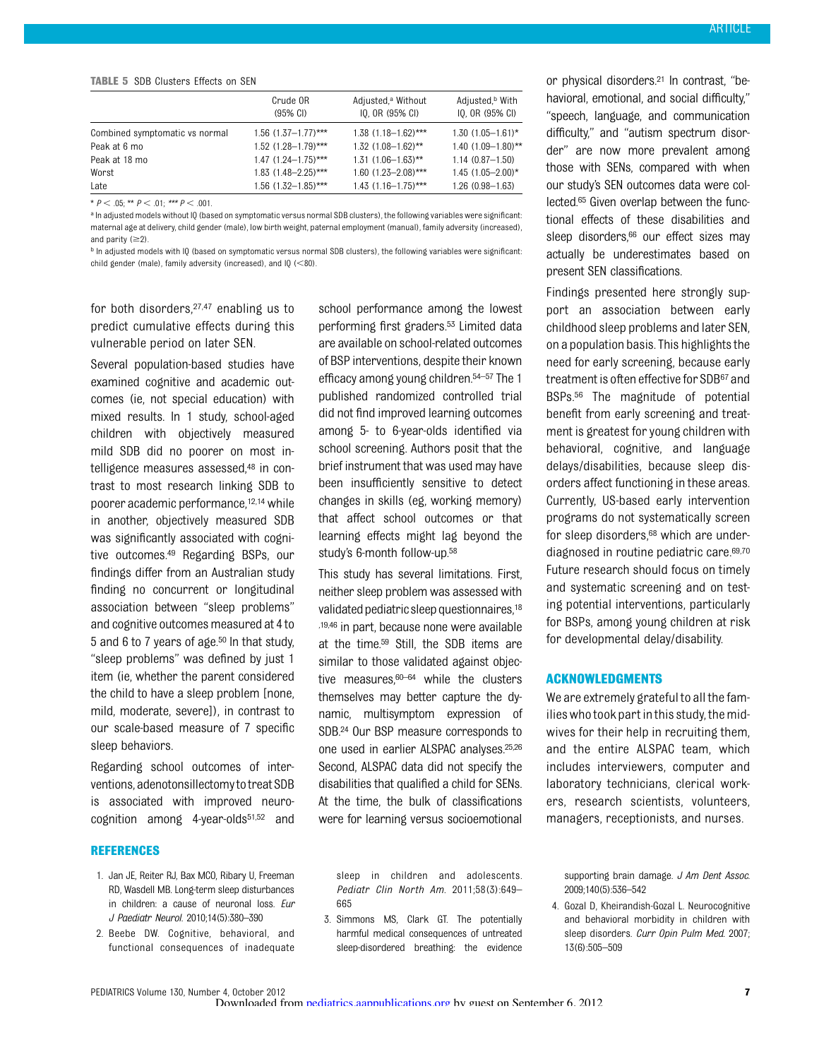**TABLE 5** SDB Clusters Effects on SEN

| | Crude OR (95% CI) | Adjusted,[a] Without IQ, OR (95% CI) | Adjusted,[b] With IQ, OR (95% CI) |
|---|---|---|---|
| Combined symptomatic vs normal | 1.56 (1.37–1.77)*** | 1.38 (1.18–1.62)*** | 1.30 (1.05–1.61)* |
| Peak at 6 mo | 1.52 (1.28–1.79)*** | 1.32 (1.08–1.62)** | 1.40 (1.09–1.80)** |
| Peak at 18 mo | 1.47 (1.24–1.75)*** | 1.31 (1.06–1.63)** | 1.14 (0.87–1.50) |
| Worst | 1.83 (1.48–2.25)*** | 1.60 (1.23–2.08)*** | 1.45 (1.05–2.00)* |
| Late | 1.56 (1.32–1.85)*** | 1.43 (1.16–1.75)*** | 1.26 (0.98–1.63) |

\* $P < .05$; \*\* $P < .01$; \*\*\* $P < .001$.

[a] In adjusted models without IQ (based on symptomatic versus normal SDB clusters), the following variables were significant: maternal age at delivery, child gender (male), low birth weight, paternal employment (manual), family adversity (increased), and parity (≥2).

[b] In adjusted models with IQ (based on symptomatic versus normal SDB clusters), the following variables were significant: child gender (male), family adversity (increased), and IQ (<80).

for both disorders,[27,47] enabling us to predict cumulative effects during this vulnerable period on later SEN.

Several population-based studies have examined cognitive and academic outcomes (ie, not special education) with mixed results. In 1 study, school-aged children with objectively measured mild SDB did no poorer on most intelligence measures assessed,[48] in contrast to most research linking SDB to poorer academic performance,[12,14] while in another, objectively measured SDB was significantly associated with cognitive outcomes.[49] Regarding BSPs, our findings differ from an Australian study finding no concurrent or longitudinal association between "sleep problems" and cognitive outcomes measured at 4 to 5 and 6 to 7 years of age.[50] In that study, "sleep problems" was defined by just 1 item (ie, whether the parent considered the child to have a sleep problem [none, mild, moderate, severe]), in contrast to our scale-based measure of 7 specific sleep behaviors.

Regarding school outcomes of interventions, adenotonsillectomy to treat SDB is associated with improved neurocognition among 4-year-olds[51,52] and school performance among the lowest performing first graders.[53] Limited data are available on school-related outcomes of BSP interventions, despite their known efficacy among young children.[54–57] The 1 published randomized controlled trial did not find improved learning outcomes among 5- to 6-year-olds identified via school screening. Authors posit that the brief instrument that was used may have been insufficiently sensitive to detect changes in skills (eg, working memory) that affect school outcomes or that learning effects might lag beyond the study's 6-month follow-up.[58]

This study has several limitations. First, neither sleep problem was assessed with validated pediatric sleep questionnaires,[18,19,46] in part, because none were available at the time.[59] Still, the SDB items are similar to those validated against objective measures,[60–64] while the clusters themselves may better capture the dynamic, multisymptom expression of SDB.[24] Our BSP measure corresponds to one used in earlier ALSPAC analyses.[25,26] Second, ALSPAC data did not specify the disabilities that qualified a child for SENs. At the time, the bulk of classifications were for learning versus socioemotional or physical disorders.[21] In contrast, "behavioral, emotional, and social difficulty," "speech, language, and communication difficulty," and "autism spectrum disorder" are now more prevalent among those with SENs, compared with when our study's SEN outcomes data were collected.[65] Given overlap between the functional effects of these disabilities and sleep disorders,[66] our effect sizes may actually be underestimates based on present SEN classifications.

Findings presented here strongly support an association between early childhood sleep problems and later SEN, on a population basis. This highlights the need for early screening, because early treatment is often effective for SDB[67] and BSPs.[56] The magnitude of potential benefit from early screening and treatment is greatest for young children with behavioral, cognitive, and language delays/disabilities, because sleep disorders affect functioning in these areas. Currently, US-based early intervention programs do not systematically screen for sleep disorders,[68] which are underdiagnosed in routine pediatric care.[69,70] Future research should focus on timely and systematic screening and on testing potential interventions, particularly for BSPs, among young children at risk for developmental delay/disability.

## ACKNOWLEDGMENTS

We are extremely grateful to all the families who took part in this study, the midwives for their help in recruiting them, and the entire ALSPAC team, which includes interviewers, computer and laboratory technicians, clerical workers, research scientists, volunteers, managers, receptionists, and nurses.

## REFERENCES

1. Jan JE, Reiter RJ, Bax MCO, Ribary U, Freeman RD, Wasdell MB. Long-term sleep disturbances in children: a cause of neuronal loss. *Eur J Paediatr Neurol.* 2010;14(5):380–390
2. Beebe DW. Cognitive, behavioral, and functional consequences of inadequate sleep in children and adolescents. *Pediatr Clin North Am.* 2011;58(3):649–665
3. Simmons MS, Clark GT. The potentially harmful medical consequences of untreated sleep-disordered breathing: the evidence supporting brain damage. *J Am Dent Assoc.* 2009;140(5):536–542
4. Gozal D, Kheirandish-Gozal L. Neurocognitive and behavioral morbidity in children with sleep disorders. *Curr Opin Pulm Med.* 2007;13(6):505–509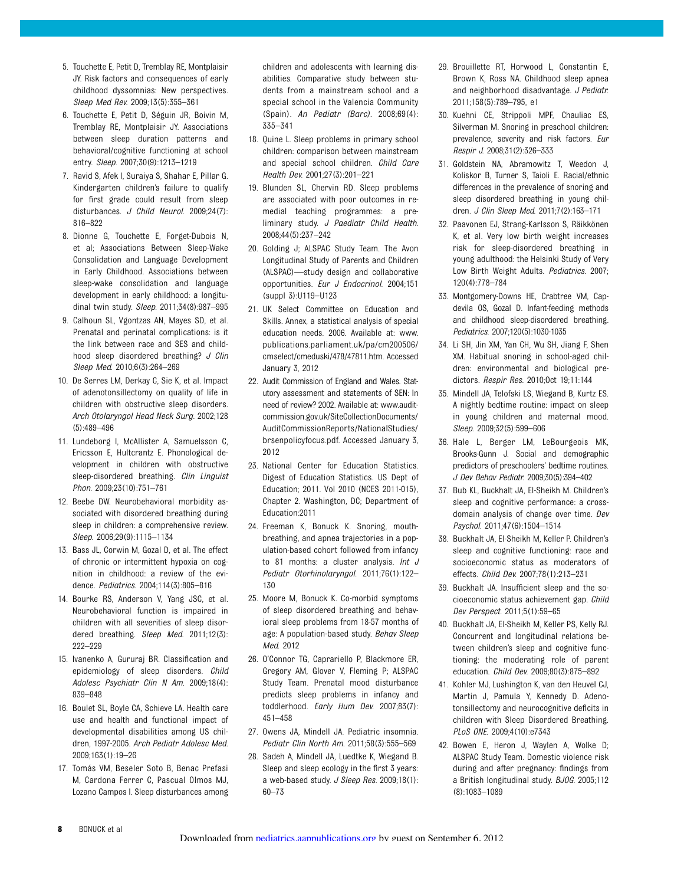5. Touchette E, Petit D, Tremblay RE, Montplaisir JY. Risk factors and consequences of early childhood dyssomnias: New perspectives. *Sleep Med Rev.* 2009;13(5):355–361
6. Touchette E, Petit D, Séguin JR, Boivin M, Tremblay RE, Montplaisir JY. Associations between sleep duration patterns and behavioral/cognitive functioning at school entry. *Sleep.* 2007;30(9):1213–1219
7. Ravid S, Afek I, Suraiya S, Shahar E, Pillar G. Kindergarten children's failure to qualify for first grade could result from sleep disturbances. *J Child Neurol.* 2009;24(7):816–822
8. Dionne G, Touchette E, Forget-Dubois N, et al; Associations Between Sleep-Wake Consolidation and Language Development in Early Childhood. Associations between sleep-wake consolidation and language development in early childhood: a longitudinal twin study. *Sleep.* 2011;34(8):987–995
9. Calhoun SL, Vgontzas AN, Mayes SD, et al. Prenatal and perinatal complications: is it the link between race and SES and childhood sleep disordered breathing? *J Clin Sleep Med.* 2010;6(3):264–269
10. De Serres LM, Derkay C, Sie K, et al. Impact of adenotonsillectomy on quality of life in children with obstructive sleep disorders. *Arch Otolaryngol Head Neck Surg.* 2002;128(5):489–496
11. Lundeborg I, McAllister A, Samuelsson C, Ericsson E, Hultcrantz E. Phonological development in children with obstructive sleep-disordered breathing. *Clin Linguist Phon.* 2009;23(10):751–761
12. Beebe DW. Neurobehavioral morbidity associated with disordered breathing during sleep in children: a comprehensive review. *Sleep.* 2006;29(9):1115–1134
13. Bass JL, Corwin M, Gozal D, et al. The effect of chronic or intermittent hypoxia on cognition in childhood: a review of the evidence. *Pediatrics.* 2004;114(3):805–816
14. Bourke RS, Anderson V, Yang JSC, et al. Neurobehavioral function is impaired in children with all severities of sleep disordered breathing. *Sleep Med.* 2011;12(3):222–229
15. Ivanenko A, Gururaj BR. Classification and epidemiology of sleep disorders. *Child Adolesc Psychiatr Clin N Am.* 2009;18(4):839–848
16. Boulet SL, Boyle CA, Schieve LA. Health care use and health and functional impact of developmental disabilities among US children, 1997-2005. *Arch Pediatr Adolesc Med.* 2009;163(1):19–26
17. Tomás VM, Beseler Soto B, Benac Prefasi M, Cardona Ferrer C, Pascual Olmos MJ, Lozano Campos I. Sleep disturbances among children and adolescents with learning disabilities. Comparative study between students from a mainstream school and a special school in the Valencia Community (Spain). *An Pediatr (Barc).* 2008;69(4):335–341
18. Quine L. Sleep problems in primary school children: comparison between mainstream and special school children. *Child Care Health Dev.* 2001;27(3):201–221
19. Blunden SL, Chervin RD. Sleep problems are associated with poor outcomes in remedial teaching programmes: a preliminary study. *J Paediatr Child Health.* 2008;44(5):237–242
20. Golding J; ALSPAC Study Team. The Avon Longitudinal Study of Parents and Children (ALSPAC)—study design and collaborative opportunities. *Eur J Endocrinol.* 2004;151(suppl 3):U119–U123
21. UK Select Committee on Education and Skills. Annex, a statistical analysis of special education needs. 2006. Available at: www.publications.parliament.uk/pa/cm200506/cmselect/cmeduski/478/47811.htm. Accessed January 3, 2012
22. Audit Commission of England and Wales. Statutory assessment and statements of SEN: In need of review? 2002. Available at: www.audit-commission.gov.uk/SiteCollectionDocuments/AuditCommissionReports/NationalStudies/brsenpolicyfocus.pdf. Accessed January 3, 2012
23. National Center for Education Statistics. Digest of Education Statistics. US Dept of Education; 2011. Vol 2010 (NCES 2011-015), Chapter 2. Washington, DC; Department of Education:2011
24. Freeman K, Bonuck K. Snoring, mouth-breathing, and apnea trajectories in a population-based cohort followed from infancy to 81 months: a cluster analysis. *Int J Pediatr Otorhinolaryngol.* 2011;76(1):122–130
25. Moore M, Bonuck K. Co-morbid symptoms of sleep disordered breathing and behavioral sleep problems from 18-57 months of age: A population-based study. *Behav Sleep Med.* 2012
26. O'Connor TG, Caprariello P, Blackmore ER, Gregory AM, Glover V, Fleming P; ALSPAC Study Team. Prenatal mood disturbance predicts sleep problems in infancy and toddlerhood. *Early Hum Dev.* 2007;83(7):451–458
27. Owens JA, Mindell JA. Pediatric insomnia. *Pediatr Clin North Am.* 2011;58(3):555–569
28. Sadeh A, Mindell JA, Luedtke K, Wiegand B. Sleep and sleep ecology in the first 3 years: a web-based study. *J Sleep Res.* 2009;18(1):60–73
29. Brouillette RT, Horwood L, Constantin E, Brown K, Ross NA. Childhood sleep apnea and neighborhood disadvantage. *J Pediatr.* 2011;158(5):789–795, e1
30. Kuehni CE, Strippoli MPF, Chauliac ES, Silverman M. Snoring in preschool children: prevalence, severity and risk factors. *Eur Respir J.* 2008;31(2):326–333
31. Goldstein NA, Abramowitz T, Weedon J, Koliskor B, Turner S, Taioli E. Racial/ethnic differences in the prevalence of snoring and sleep disordered breathing in young children. *J Clin Sleep Med.* 2011;7(2):163–171
32. Paavonen EJ, Strang-Karlsson S, Räikkönen K, et al. Very low birth weight increases risk for sleep-disordered breathing in young adulthood: the Helsinki Study of Very Low Birth Weight Adults. *Pediatrics.* 2007;120(4):778–784
33. Montgomery-Downs HE, Crabtree VM, Capdevila OS, Gozal D. Infant-feeding methods and childhood sleep-disordered breathing. *Pediatrics.* 2007;120(5):1030-1035
34. Li SH, Jin XM, Yan CH, Wu SH, Jiang F, Shen XM. Habitual snoring in school-aged children: environmental and biological predictors. *Respir Res.* 2010;Oct 19;11:144
35. Mindell JA, Telofski LS, Wiegand B, Kurtz ES. A nightly bedtime routine: impact on sleep in young children and maternal mood. *Sleep.* 2009;32(5):599–606
36. Hale L, Berger LM, LeBourgeois MK, Brooks-Gunn J. Social and demographic predictors of preschoolers' bedtime routines. *J Dev Behav Pediatr.* 2009;30(5):394–402
37. Bub KL, Buckhalt JA, El-Sheikh M. Children's sleep and cognitive performance: a cross-domain analysis of change over time. *Dev Psychol.* 2011;47(6):1504–1514
38. Buckhalt JA, El-Sheikh M, Keller P. Children's sleep and cognitive functioning: race and socioeconomic status as moderators of effects. *Child Dev.* 2007;78(1):213–231
39. Buckhalt JA. Insufficient sleep and the socioeconomic status achievement gap. *Child Dev Perspect.* 2011;5(1):59–65
40. Buckhalt JA, El-Sheikh M, Keller PS, Kelly RJ. Concurrent and longitudinal relations between children's sleep and cognitive functioning: the moderating role of parent education. *Child Dev.* 2009;80(3):875–892
41. Kohler MJ, Lushington K, van den Heuvel CJ, Martin J, Pamula Y, Kennedy D. Adenotonsillectomy and neurocognitive deficits in children with Sleep Disordered Breathing. *PLoS ONE.* 2009;4(10):e7343
42. Bowen E, Heron J, Waylen A, Wolke D; ALSPAC Study Team. Domestic violence risk during and after pregnancy: findings from a British longitudinal study. *BJOG.* 2005;112(8):1083–1089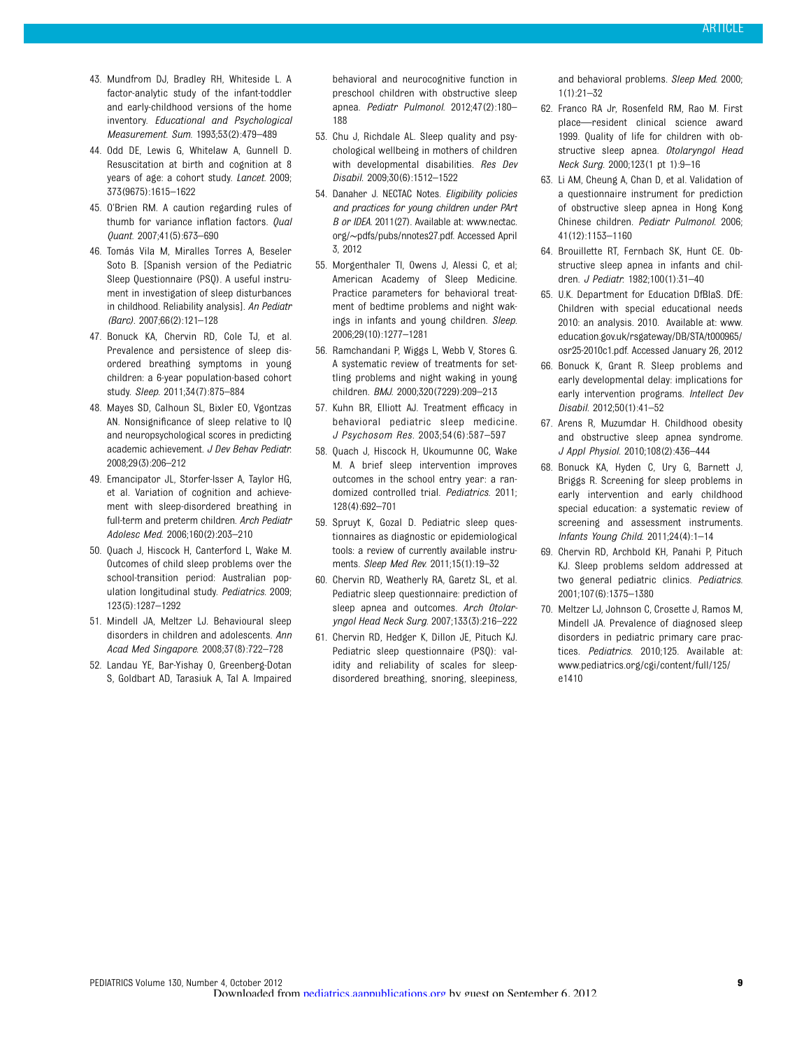43. Mundfrom DJ, Bradley RH, Whiteside L. A factor-analytic study of the infant-toddler and early-childhood versions of the home inventory. *Educational and Psychological Measurement. Sum.* 1993;53(2):479–489

44. Odd DE, Lewis G, Whitelaw A, Gunnell D. Resuscitation at birth and cognition at 8 years of age: a cohort study. *Lancet.* 2009; 373(9675):1615–1622

45. O'Brien RM. A caution regarding rules of thumb for variance inflation factors. *Qual Quant.* 2007;41(5):673–690

46. Tomás Vila M, Miralles Torres A, Beseler Soto B. [Spanish version of the Pediatric Sleep Questionnaire (PSQ). A useful instrument in investigation of sleep disturbances in childhood. Reliability analysis]. *An Pediatr (Barc).* 2007;66(2):121–128

47. Bonuck KA, Chervin RD, Cole TJ, et al. Prevalence and persistence of sleep disordered breathing symptoms in young children: a 6-year population-based cohort study. *Sleep.* 2011;34(7):875–884

48. Mayes SD, Calhoun SL, Bixler EO, Vgontzas AN. Nonsignificance of sleep relative to IQ and neuropsychological scores in predicting academic achievement. *J Dev Behav Pediatr.* 2008;29(3):206–212

49. Emancipator JL, Storfer-Isser A, Taylor HG, et al. Variation of cognition and achievement with sleep-disordered breathing in full-term and preterm children. *Arch Pediatr Adolesc Med.* 2006;160(2):203–210

50. Quach J, Hiscock H, Canterford L, Wake M. Outcomes of child sleep problems over the school-transition period: Australian population longitudinal study. *Pediatrics.* 2009; 123(5):1287–1292

51. Mindell JA, Meltzer LJ. Behavioural sleep disorders in children and adolescents. *Ann Acad Med Singapore.* 2008;37(8):722–728

52. Landau YE, Bar-Yishay O, Greenberg-Dotan S, Goldbart AD, Tarasiuk A, Tal A. Impaired behavioral and neurocognitive function in preschool children with obstructive sleep apnea. *Pediatr Pulmonol.* 2012;47(2):180–188

53. Chu J, Richdale AL. Sleep quality and psychological wellbeing in mothers of children with developmental disabilities. *Res Dev Disabil.* 2009;30(6):1512–1522

54. Danaher J. NECTAC Notes. *Eligibility policies and practices for young children under PArt B or IDEA.* 2011(27). Available at: www.nectac.org/~pdfs/pubs/nnotes27.pdf. Accessed April 3, 2012

55. Morgenthaler TI, Owens J, Alessi C, et al; American Academy of Sleep Medicine. Practice parameters for behavioral treatment of bedtime problems and night wakings in infants and young children. *Sleep.* 2006;29(10):1277–1281

56. Ramchandani P, Wiggs L, Webb V, Stores G. A systematic review of treatments for settling problems and night waking in young children. *BMJ.* 2000;320(7229):209–213

57. Kuhn BR, Elliott AJ. Treatment efficacy in behavioral pediatric sleep medicine. *J Psychosom Res.* 2003;54(6):587–597

58. Quach J, Hiscock H, Ukoumunne OC, Wake M. A brief sleep intervention improves outcomes in the school entry year: a randomized controlled trial. *Pediatrics.* 2011; 128(4):692–701

59. Spruyt K, Gozal D. Pediatric sleep questionnaires as diagnostic or epidemiological tools: a review of currently available instruments. *Sleep Med Rev.* 2011;15(1):19–32

60. Chervin RD, Weatherly RA, Garetz SL, et al. Pediatric sleep questionnaire: prediction of sleep apnea and outcomes. *Arch Otolaryngol Head Neck Surg.* 2007;133(3):216–222

61. Chervin RD, Hedger K, Dillon JE, Pituch KJ. Pediatric sleep questionnaire (PSQ): validity and reliability of scales for sleep-disordered breathing, snoring, sleepiness, and behavioral problems. *Sleep Med.* 2000; 1(1):21–32

62. Franco RA Jr, Rosenfeld RM, Rao M. First place—resident clinical science award 1999. Quality of life for children with obstructive sleep apnea. *Otolaryngol Head Neck Surg.* 2000;123(1 pt 1):9–16

63. Li AM, Cheung A, Chan D, et al. Validation of a questionnaire instrument for prediction of obstructive sleep apnea in Hong Kong Chinese children. *Pediatr Pulmonol.* 2006; 41(12):1153–1160

64. Brouillette RT, Fernbach SK, Hunt CE. Obstructive sleep apnea in infants and children. *J Pediatr.* 1982;100(1):31–40

65. U.K. Department for Education DfBIaS. DfE: Children with special educational needs 2010: an analysis. 2010. Available at: www.education.gov.uk/rsgateway/DB/STA/t000965/osr25-2010c1.pdf. Accessed January 26, 2012

66. Bonuck K, Grant R. Sleep problems and early developmental delay: implications for early intervention programs. *Intellect Dev Disabil.* 2012;50(1):41–52

67. Arens R, Muzumdar H. Childhood obesity and obstructive sleep apnea syndrome. *J Appl Physiol.* 2010;108(2):436–444

68. Bonuck KA, Hyden C, Ury G, Barnett J, Briggs R. Screening for sleep problems in early intervention and early childhood special education: a systematic review of screening and assessment instruments. *Infants Young Child.* 2011;24(4):1–14

69. Chervin RD, Archbold KH, Panahi P, Pituch KJ. Sleep problems seldom addressed at two general pediatric clinics. *Pediatrics.* 2001;107(6):1375–1380

70. Meltzer LJ, Johnson C, Crosette J, Ramos M, Mindell JA. Prevalence of diagnosed sleep disorders in pediatric primary care practices. *Pediatrics.* 2010;125. Available at: www.pediatrics.org/cgi/content/full/125/e1410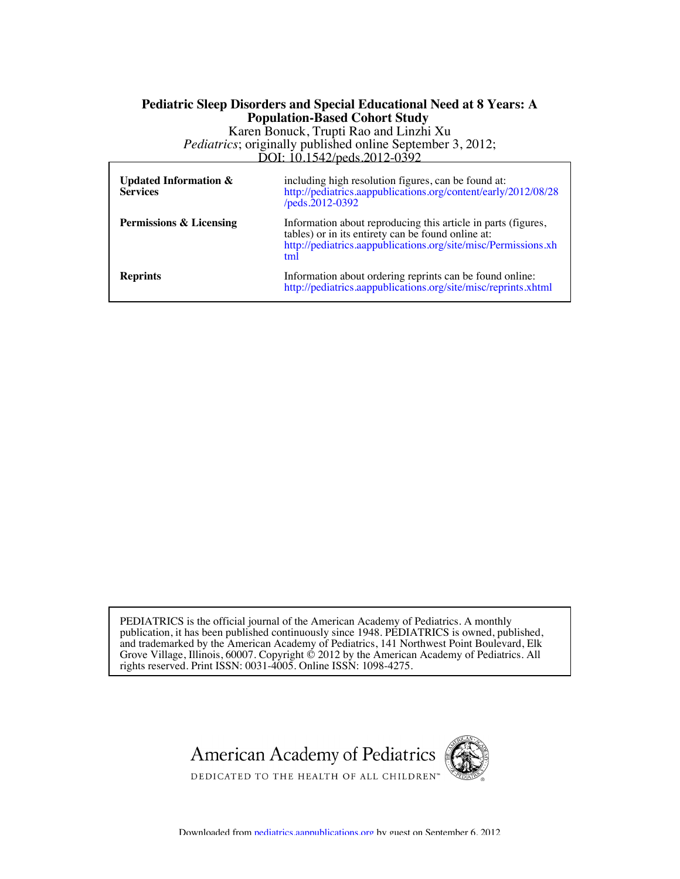**Pediatric Sleep Disorders and Special Educational Need at 8 Years: A Population-Based Cohort Study**

Karen Bonuck, Trupti Rao and Linzhi Xu

*Pediatrics*; originally published online September 3, 2012;

DOI: 10.1542/peds.2012-0392

| | |
|---|---|
| **Updated Information & Services** | including high resolution figures, can be found at: http://pediatrics.aappublications.org/content/early/2012/08/28/peds.2012-0392 |
| **Permissions & Licensing** | Information about reproducing this article in parts (figures, tables) or in its entirety can be found online at: http://pediatrics.aappublications.org/site/misc/Permissions.xhtml |
| **Reprints** | Information about ordering reprints can be found online: http://pediatrics.aappublications.org/site/misc/reprints.xhtml |

PEDIATRICS is the official journal of the American Academy of Pediatrics. A monthly publication, it has been published continuously since 1948. PEDIATRICS is owned, published, and trademarked by the American Academy of Pediatrics, 141 Northwest Point Boulevard, Elk Grove Village, Illinois, 60007. Copyright © 2012 by the American Academy of Pediatrics. All rights reserved. Print ISSN: 0031-4005. Online ISSN: 1098-4275.

American Academy of Pediatrics

DEDICATED TO THE HEALTH OF ALL CHILDREN™

Downloaded from pediatrics.aappublications.org by guest on September 6, 2012